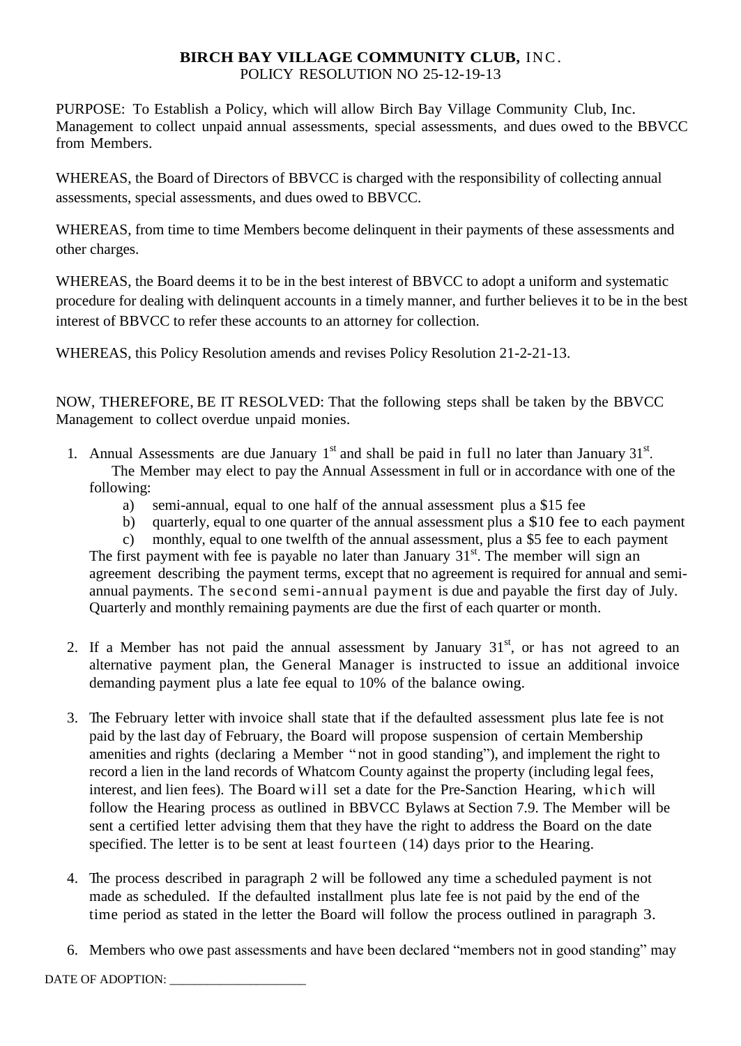**BIRCH BAY VILLAGE COMMUNITY CLUB,** INC.
POLICY RESOLUTION NO 25-12-19-13

PURPOSE: To Establish a Policy, which will allow Birch Bay Village Community Club, Inc. Management to collect unpaid annual assessments, special assessments, and dues owed to the BBVCC from Members.

WHEREAS, the Board of Directors of BBVCC is charged with the responsibility of collecting annual assessments, special assessments, and dues owed to BBVCC.

WHEREAS, from time to time Members become delinquent in their payments of these assessments and other charges.

WHEREAS, the Board deems it to be in the best interest of BBVCC to adopt a uniform and systematic procedure for dealing with delinquent accounts in a timely manner, and further believes it to be in the best interest of BBVCC to refer these accounts to an attorney for collection.

WHEREAS, this Policy Resolution amends and revises Policy Resolution 21-2-21-13.

NOW, THEREFORE, BE IT RESOLVED: That the following steps shall be taken by the BBVCC Management to collect overdue unpaid monies.

1. Annual Assessments are due January 1st and shall be paid in full no later than January 31st. The Member may elect to pay the Annual Assessment in full or in accordance with one of the following:
   a) semi-annual, equal to one half of the annual assessment plus a $15 fee
   b) quarterly, equal to one quarter of the annual assessment plus a $10 fee to each payment
   c) monthly, equal to one twelfth of the annual assessment, plus a $5 fee to each payment

   The first payment with fee is payable no later than January 31st. The member will sign an agreement describing the payment terms, except that no agreement is required for annual and semi-annual payments. The second semi-annual payment is due and payable the first day of July. Quarterly and monthly remaining payments are due the first of each quarter or month.

2. If a Member has not paid the annual assessment by January 31st, or has not agreed to an alternative payment plan, the General Manager is instructed to issue an additional invoice demanding payment plus a late fee equal to 10% of the balance owing.

3. The February letter with invoice shall state that if the defaulted assessment plus late fee is not paid by the last day of February, the Board will propose suspension of certain Membership amenities and rights (declaring a Member "not in good standing"), and implement the right to record a lien in the land records of Whatcom County against the property (including legal fees, interest, and lien fees). The Board will set a date for the Pre-Sanction Hearing, which will follow the Hearing process as outlined in BBVCC Bylaws at Section 7.9. The Member will be sent a certified letter advising them that they have the right to address the Board on the date specified. The letter is to be sent at least fourteen (14) days prior to the Hearing.

4. The process described in paragraph 2 will be followed any time a scheduled payment is not made as scheduled. If the defaulted installment plus late fee is not paid by the end of the time period as stated in the letter the Board will follow the process outlined in paragraph 3.

6. Members who owe past assessments and have been declared "members not in good standing" may

DATE OF ADOPTION: ____________________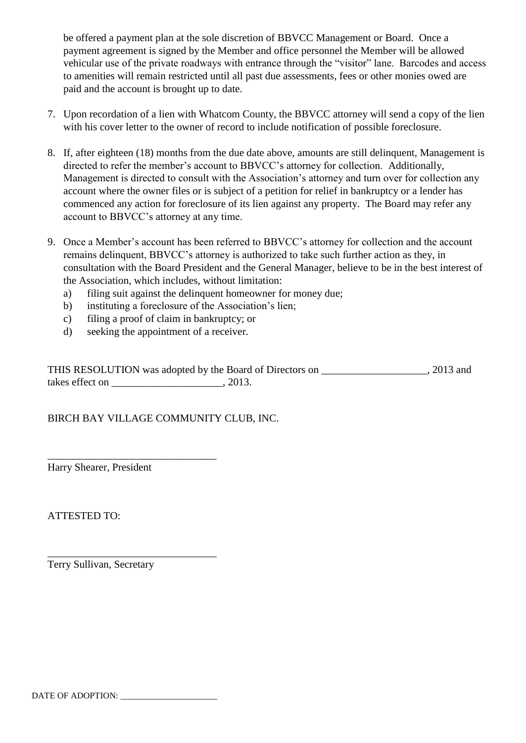be offered a payment plan at the sole discretion of BBVCC Management or Board. Once a payment agreement is signed by the Member and office personnel the Member will be allowed vehicular use of the private roadways with entrance through the "visitor" lane. Barcodes and access to amenities will remain restricted until all past due assessments, fees or other monies owed are paid and the account is brought up to date.

7. Upon recordation of a lien with Whatcom County, the BBVCC attorney will send a copy of the lien with his cover letter to the owner of record to include notification of possible foreclosure.

8. If, after eighteen (18) months from the due date above, amounts are still delinquent, Management is directed to refer the member's account to BBVCC's attorney for collection. Additionally, Management is directed to consult with the Association's attorney and turn over for collection any account where the owner files or is subject of a petition for relief in bankruptcy or a lender has commenced any action for foreclosure of its lien against any property. The Board may refer any account to BBVCC's attorney at any time.

9. Once a Member's account has been referred to BBVCC's attorney for collection and the account remains delinquent, BBVCC's attorney is authorized to take such further action as they, in consultation with the Board President and the General Manager, believe to be in the best interest of the Association, which includes, without limitation:
   a) filing suit against the delinquent homeowner for money due;
   b) instituting a foreclosure of the Association's lien;
   c) filing a proof of claim in bankruptcy; or
   d) seeking the appointment of a receiver.

THIS RESOLUTION was adopted by the Board of Directors on ____________________, 2013 and takes effect on _____________________, 2013.

BIRCH BAY VILLAGE COMMUNITY CLUB, INC.

________________________________
Harry Shearer, President

ATTESTED TO:

________________________________
Terry Sullivan, Secretary

DATE OF ADOPTION: _____________________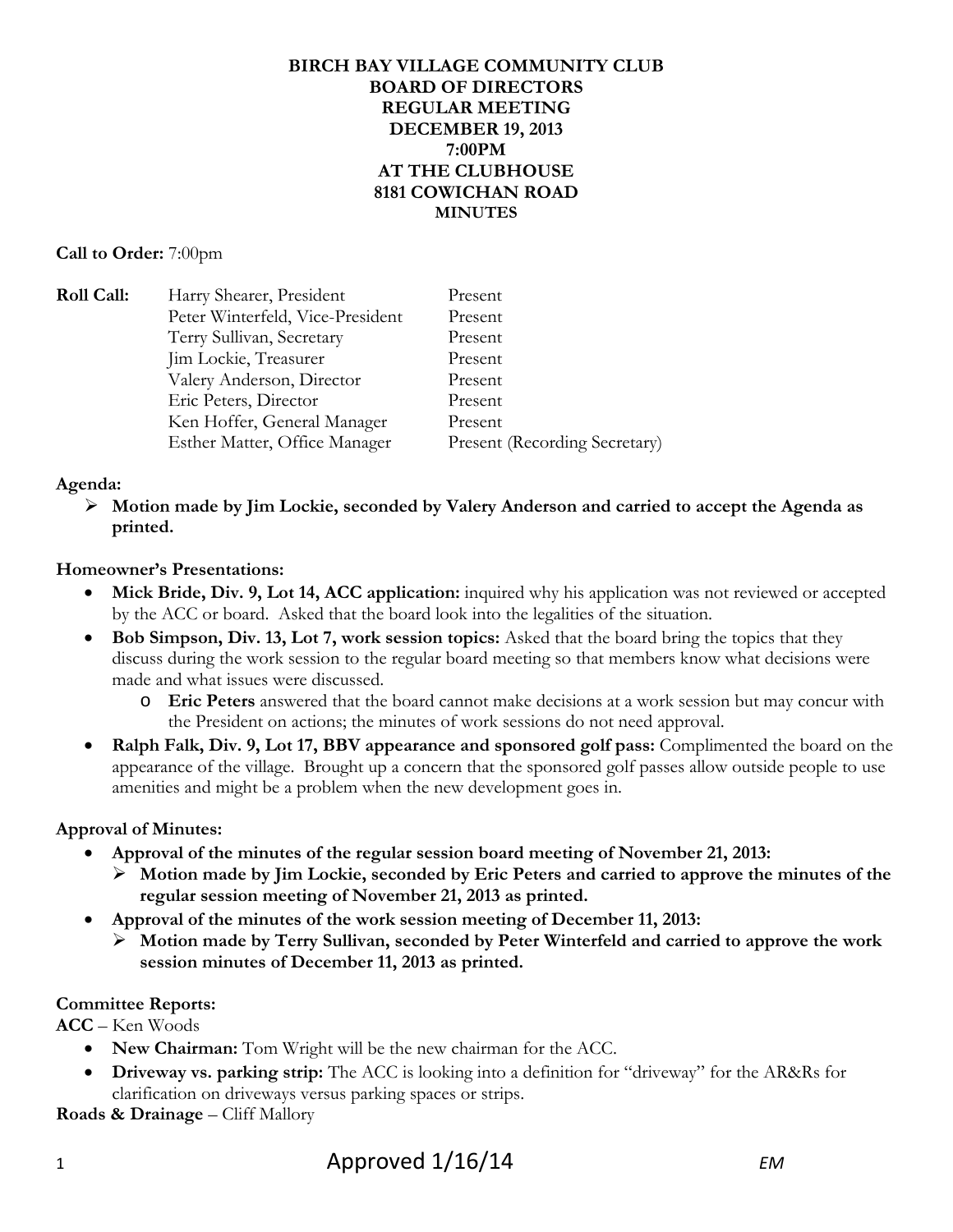**BIRCH BAY VILLAGE COMMUNITY CLUB**
**BOARD OF DIRECTORS**
**REGULAR MEETING**
**DECEMBER 19, 2013**
**7:00PM**
**AT THE CLUBHOUSE**
**8181 COWICHAN ROAD**
**MINUTES**

**Call to Order:** 7:00pm

| **Roll Call:** | Harry Shearer, President | Present |
|---|---|---|
| | Peter Winterfeld, Vice-President | Present |
| | Terry Sullivan, Secretary | Present |
| | Jim Lockie, Treasurer | Present |
| | Valery Anderson, Director | Present |
| | Eric Peters, Director | Present |
| | Ken Hoffer, General Manager | Present |
| | Esther Matter, Office Manager | Present (Recording Secretary) |

**Agenda:**

- **Motion made by Jim Lockie, seconded by Valery Anderson and carried to accept the Agenda as printed.**

**Homeowner's Presentations:**

- **Mick Bride, Div. 9, Lot 14, ACC application:** inquired why his application was not reviewed or accepted by the ACC or board. Asked that the board look into the legalities of the situation.
- **Bob Simpson, Div. 13, Lot 7, work session topics:** Asked that the board bring the topics that they discuss during the work session to the regular board meeting so that members know what decisions were made and what issues were discussed.
  - **Eric Peters** answered that the board cannot make decisions at a work session but may concur with the President on actions; the minutes of work sessions do not need approval.
- **Ralph Falk, Div. 9, Lot 17, BBV appearance and sponsored golf pass:** Complimented the board on the appearance of the village. Brought up a concern that the sponsored golf passes allow outside people to use amenities and might be a problem when the new development goes in.

**Approval of Minutes:**

- **Approval of the minutes of the regular session board meeting of November 21, 2013:**
  - **Motion made by Jim Lockie, seconded by Eric Peters and carried to approve the minutes of the regular session meeting of November 21, 2013 as printed.**
- **Approval of the minutes of the work session meeting of December 11, 2013:**
  - **Motion made by Terry Sullivan, seconded by Peter Winterfeld and carried to approve the work session minutes of December 11, 2013 as printed.**

**Committee Reports:**

**ACC** – Ken Woods

- **New Chairman:** Tom Wright will be the new chairman for the ACC.
- **Driveway vs. parking strip:** The ACC is looking into a definition for "driveway" for the AR&Rs for clarification on driveways versus parking spaces or strips.

**Roads & Drainage** – Cliff Mallory

Approved 1/16/14 *EM*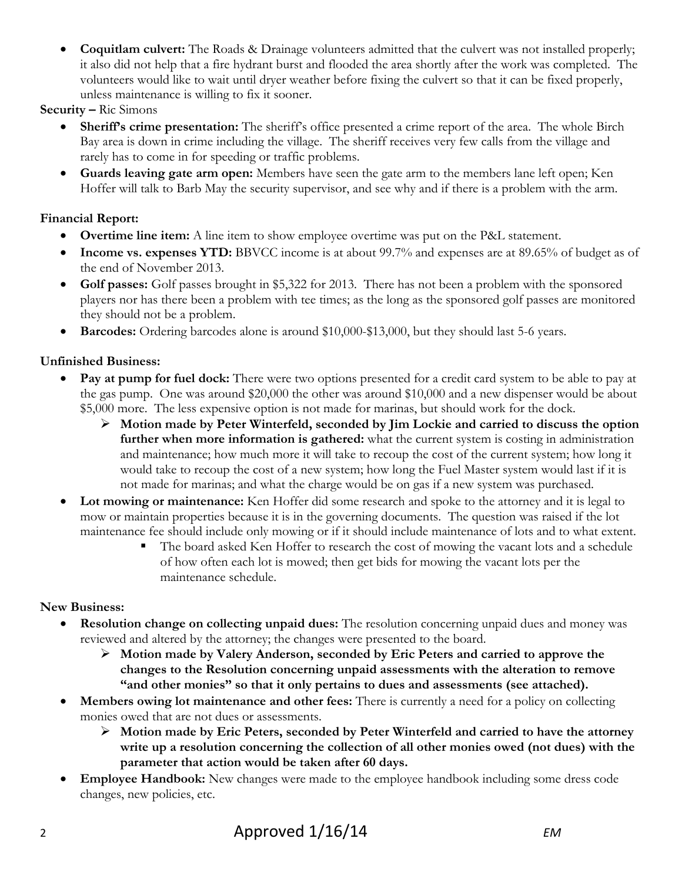- **Coquitlam culvert:** The Roads & Drainage volunteers admitted that the culvert was not installed properly; it also did not help that a fire hydrant burst and flooded the area shortly after the work was completed. The volunteers would like to wait until dryer weather before fixing the culvert so that it can be fixed properly, unless maintenance is willing to fix it sooner.

**Security –** Ric Simons

- **Sheriff's crime presentation:** The sheriff's office presented a crime report of the area. The whole Birch Bay area is down in crime including the village. The sheriff receives very few calls from the village and rarely has to come in for speeding or traffic problems.
- **Guards leaving gate arm open:** Members have seen the gate arm to the members lane left open; Ken Hoffer will talk to Barb May the security supervisor, and see why and if there is a problem with the arm.

**Financial Report:**

- **Overtime line item:** A line item to show employee overtime was put on the P&L statement.
- **Income vs. expenses YTD:** BBVCC income is at about 99.7% and expenses are at 89.65% of budget as of the end of November 2013.
- **Golf passes:** Golf passes brought in $5,322 for 2013. There has not been a problem with the sponsored players nor has there been a problem with tee times; as the long as the sponsored golf passes are monitored they should not be a problem.
- **Barcodes:** Ordering barcodes alone is around $10,000-$13,000, but they should last 5-6 years.

**Unfinished Business:**

- **Pay at pump for fuel dock:** There were two options presented for a credit card system to be able to pay at the gas pump. One was around $20,000 the other was around $10,000 and a new dispenser would be about $5,000 more. The less expensive option is not made for marinas, but should work for the dock.
  - **Motion made by Peter Winterfeld, seconded by Jim Lockie and carried to discuss the option further when more information is gathered:** what the current system is costing in administration and maintenance; how much more it will take to recoup the cost of the current system; how long it would take to recoup the cost of a new system; how long the Fuel Master system would last if it is not made for marinas; and what the charge would be on gas if a new system was purchased.
- **Lot mowing or maintenance:** Ken Hoffer did some research and spoke to the attorney and it is legal to mow or maintain properties because it is in the governing documents. The question was raised if the lot maintenance fee should include only mowing or if it should include maintenance of lots and to what extent.
  - The board asked Ken Hoffer to research the cost of mowing the vacant lots and a schedule of how often each lot is mowed; then get bids for mowing the vacant lots per the maintenance schedule.

**New Business:**

- **Resolution change on collecting unpaid dues:** The resolution concerning unpaid dues and money was reviewed and altered by the attorney; the changes were presented to the board.
  - **Motion made by Valery Anderson, seconded by Eric Peters and carried to approve the changes to the Resolution concerning unpaid assessments with the alteration to remove "and other monies" so that it only pertains to dues and assessments (see attached).**
- **Members owing lot maintenance and other fees:** There is currently a need for a policy on collecting monies owed that are not dues or assessments.
  - **Motion made by Eric Peters, seconded by Peter Winterfeld and carried to have the attorney write up a resolution concerning the collection of all other monies owed (not dues) with the parameter that action would be taken after 60 days.**
- **Employee Handbook:** New changes were made to the employee handbook including some dress code changes, new policies, etc.

Approved 1/16/14 *EM*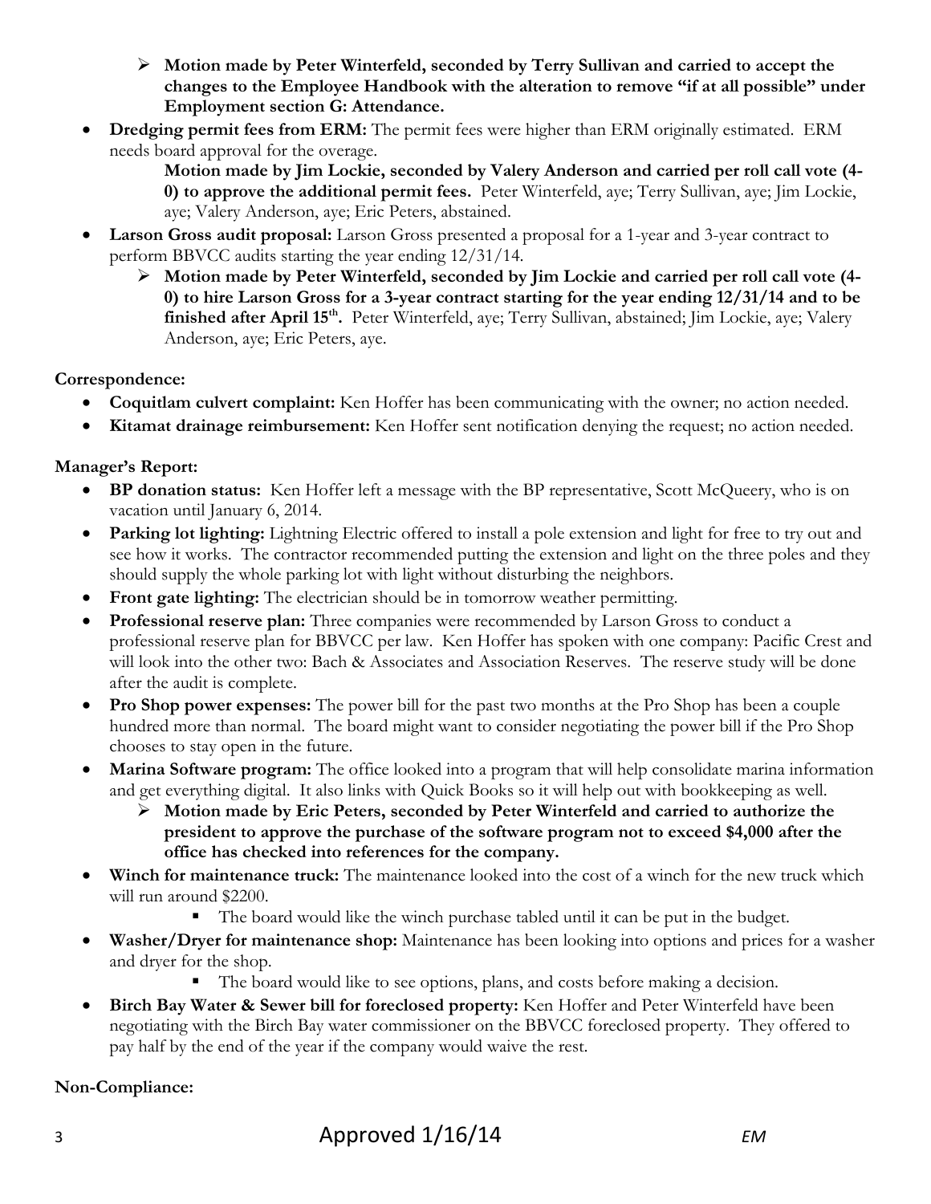- **Motion made by Peter Winterfeld, seconded by Terry Sullivan and carried to accept the changes to the Employee Handbook with the alteration to remove "if at all possible" under Employment section G: Attendance.**

- **Dredging permit fees from ERM:** The permit fees were higher than ERM originally estimated. ERM needs board approval for the overage.

  **Motion made by Jim Lockie, seconded by Valery Anderson and carried per roll call vote (4-0) to approve the additional permit fees.** Peter Winterfeld, aye; Terry Sullivan, aye; Jim Lockie, aye; Valery Anderson, aye; Eric Peters, abstained.

- **Larson Gross audit proposal:** Larson Gross presented a proposal for a 1-year and 3-year contract to perform BBVCC audits starting the year ending 12/31/14.
  - **Motion made by Peter Winterfeld, seconded by Jim Lockie and carried per roll call vote (4-0) to hire Larson Gross for a 3-year contract starting for the year ending 12/31/14 and to be finished after April 15th.** Peter Winterfeld, aye; Terry Sullivan, abstained; Jim Lockie, aye; Valery Anderson, aye; Eric Peters, aye.

**Correspondence:**

- **Coquitlam culvert complaint:** Ken Hoffer has been communicating with the owner; no action needed.
- **Kitamat drainage reimbursement:** Ken Hoffer sent notification denying the request; no action needed.

**Manager's Report:**

- **BP donation status:** Ken Hoffer left a message with the BP representative, Scott McQueery, who is on vacation until January 6, 2014.
- **Parking lot lighting:** Lightning Electric offered to install a pole extension and light for free to try out and see how it works. The contractor recommended putting the extension and light on the three poles and they should supply the whole parking lot with light without disturbing the neighbors.
- **Front gate lighting:** The electrician should be in tomorrow weather permitting.
- **Professional reserve plan:** Three companies were recommended by Larson Gross to conduct a professional reserve plan for BBVCC per law. Ken Hoffer has spoken with one company: Pacific Crest and will look into the other two: Bach & Associates and Association Reserves. The reserve study will be done after the audit is complete.
- **Pro Shop power expenses:** The power bill for the past two months at the Pro Shop has been a couple hundred more than normal. The board might want to consider negotiating the power bill if the Pro Shop chooses to stay open in the future.
- **Marina Software program:** The office looked into a program that will help consolidate marina information and get everything digital. It also links with Quick Books so it will help out with bookkeeping as well.
  - **Motion made by Eric Peters, seconded by Peter Winterfeld and carried to authorize the president to approve the purchase of the software program not to exceed $4,000 after the office has checked into references for the company.**
- **Winch for maintenance truck:** The maintenance looked into the cost of a winch for the new truck which will run around $2200.
  - The board would like the winch purchase tabled until it can be put in the budget.
- **Washer/Dryer for maintenance shop:** Maintenance has been looking into options and prices for a washer and dryer for the shop.
  - The board would like to see options, plans, and costs before making a decision.
- **Birch Bay Water & Sewer bill for foreclosed property:** Ken Hoffer and Peter Winterfeld have been negotiating with the Birch Bay water commissioner on the BBVCC foreclosed property. They offered to pay half by the end of the year if the company would waive the rest.

**Non-Compliance:**

Approved 1/16/14 *EM*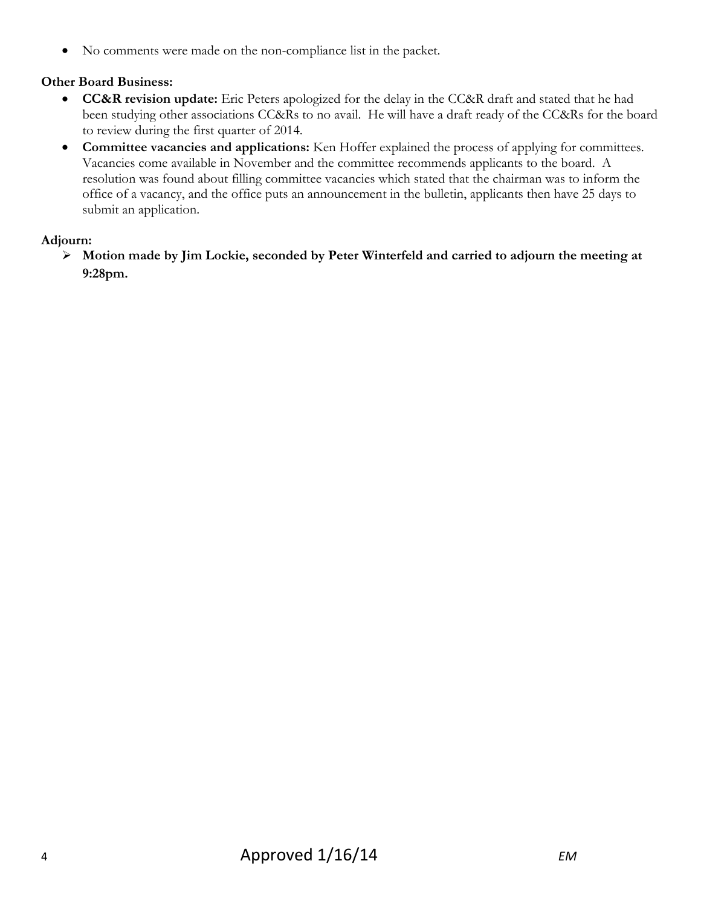- No comments were made on the non-compliance list in the packet.

**Other Board Business:**

- **CC&R revision update:** Eric Peters apologized for the delay in the CC&R draft and stated that he had been studying other associations CC&Rs to no avail. He will have a draft ready of the CC&Rs for the board to review during the first quarter of 2014.
- **Committee vacancies and applications:** Ken Hoffer explained the process of applying for committees. Vacancies come available in November and the committee recommends applicants to the board. A resolution was found about filling committee vacancies which stated that the chairman was to inform the office of a vacancy, and the office puts an announcement in the bulletin, applicants then have 25 days to submit an application.

**Adjourn:**

- **Motion made by Jim Lockie, seconded by Peter Winterfeld and carried to adjourn the meeting at 9:28pm.**

Approved 1/16/14 *EM*